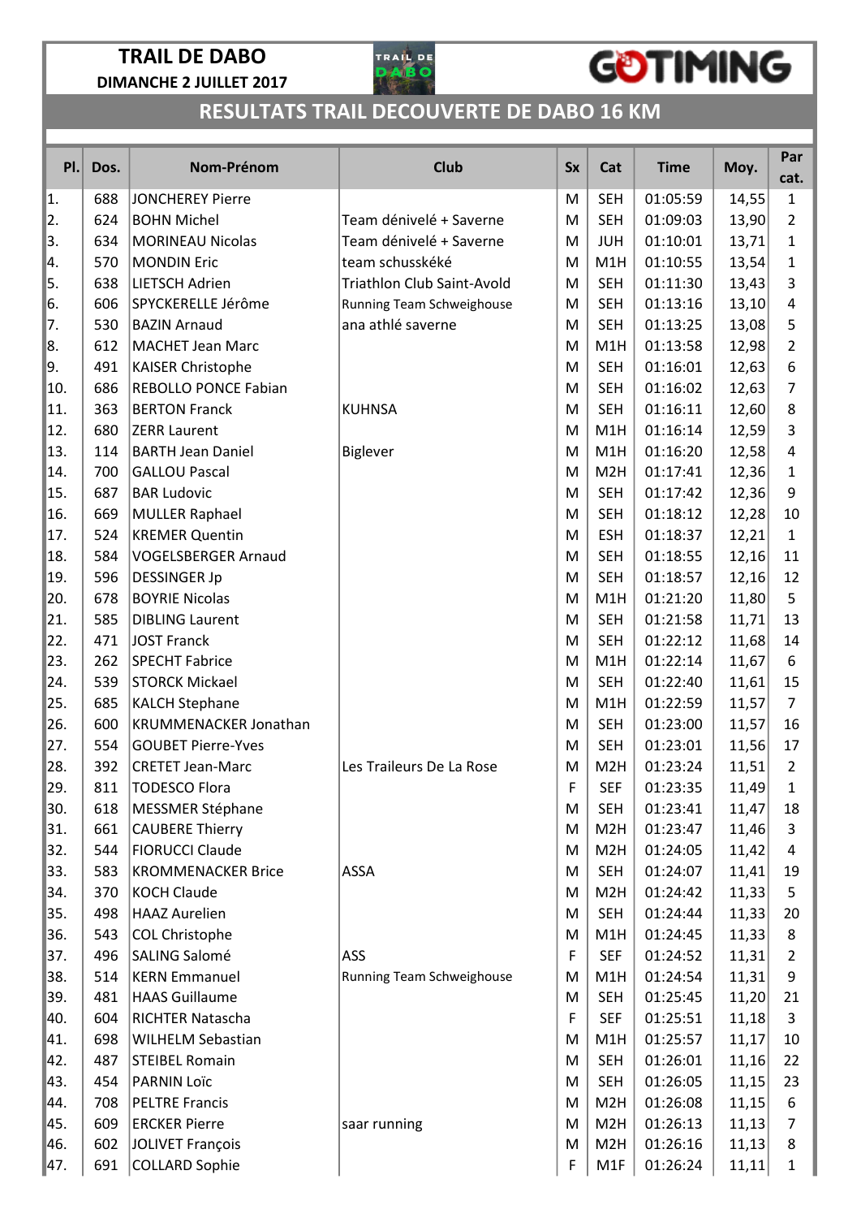**TRAIL DE DABO**

**DIMANCHE 2 JUILLET 2017**

## RESULTATS TRAIL DECOUVERTE DE DABO 16 KM

| Pl. | Dos. | Nom-Prénom | Club | Sx | Cat | Time | Moy. | Par cat. |
|---|---|---|---|---|---|---|---|---|
| 1. | 688 | JONCHEREY Pierre | | M | SEH | 01:05:59 | 14,55 | 1 |
| 2. | 624 | BOHN Michel | Team dénivelé + Saverne | M | SEH | 01:09:03 | 13,90 | 2 |
| 3. | 634 | MORINEAU Nicolas | Team dénivelé + Saverne | M | JUH | 01:10:01 | 13,71 | 1 |
| 4. | 570 | MONDIN Eric | team schusskéké | M | M1H | 01:10:55 | 13,54 | 1 |
| 5. | 638 | LIETSCH Adrien | Triathlon Club Saint-Avold | M | SEH | 01:11:30 | 13,43 | 3 |
| 6. | 606 | SPYCKERELLE Jérôme | Running Team Schweighouse | M | SEH | 01:13:16 | 13,10 | 4 |
| 7. | 530 | BAZIN Arnaud | ana athlé saverne | M | SEH | 01:13:25 | 13,08 | 5 |
| 8. | 612 | MACHET Jean Marc | | M | M1H | 01:13:58 | 12,98 | 2 |
| 9. | 491 | KAISER Christophe | | M | SEH | 01:16:01 | 12,63 | 6 |
| 10. | 686 | REBOLLO PONCE Fabian | | M | SEH | 01:16:02 | 12,63 | 7 |
| 11. | 363 | BERTON Franck | KUHNSA | M | SEH | 01:16:11 | 12,60 | 8 |
| 12. | 680 | ZERR Laurent | | M | M1H | 01:16:14 | 12,59 | 3 |
| 13. | 114 | BARTH Jean Daniel | Biglever | M | M1H | 01:16:20 | 12,58 | 4 |
| 14. | 700 | GALLOU Pascal | | M | M2H | 01:17:41 | 12,36 | 1 |
| 15. | 687 | BAR Ludovic | | M | SEH | 01:17:42 | 12,36 | 9 |
| 16. | 669 | MULLER Raphael | | M | SEH | 01:18:12 | 12,28 | 10 |
| 17. | 524 | KREMER Quentin | | M | ESH | 01:18:37 | 12,21 | 1 |
| 18. | 584 | VOGELSBERGER Arnaud | | M | SEH | 01:18:55 | 12,16 | 11 |
| 19. | 596 | DESSINGER Jp | | M | SEH | 01:18:57 | 12,16 | 12 |
| 20. | 678 | BOYRIE Nicolas | | M | M1H | 01:21:20 | 11,80 | 5 |
| 21. | 585 | DIBLING Laurent | | M | SEH | 01:21:58 | 11,71 | 13 |
| 22. | 471 | JOST Franck | | M | SEH | 01:22:12 | 11,68 | 14 |
| 23. | 262 | SPECHT Fabrice | | M | M1H | 01:22:14 | 11,67 | 6 |
| 24. | 539 | STORCK Mickael | | M | SEH | 01:22:40 | 11,61 | 15 |
| 25. | 685 | KALCH Stephane | | M | M1H | 01:22:59 | 11,57 | 7 |
| 26. | 600 | KRUMMENACKER Jonathan | | M | SEH | 01:23:00 | 11,57 | 16 |
| 27. | 554 | GOUBET Pierre-Yves | | M | SEH | 01:23:01 | 11,56 | 17 |
| 28. | 392 | CRETET Jean-Marc | Les Traileurs De La Rose | M | M2H | 01:23:24 | 11,51 | 2 |
| 29. | 811 | TODESCO Flora | | F | SEF | 01:23:35 | 11,49 | 1 |
| 30. | 618 | MESSMER Stéphane | | M | SEH | 01:23:41 | 11,47 | 18 |
| 31. | 661 | CAUBERE Thierry | | M | M2H | 01:23:47 | 11,46 | 3 |
| 32. | 544 | FIORUCCI Claude | | M | M2H | 01:24:05 | 11,42 | 4 |
| 33. | 583 | KROMMENACKER Brice | ASSA | M | SEH | 01:24:07 | 11,41 | 19 |
| 34. | 370 | KOCH Claude | | M | M2H | 01:24:42 | 11,33 | 5 |
| 35. | 498 | HAAZ Aurelien | | M | SEH | 01:24:44 | 11,33 | 20 |
| 36. | 543 | COL Christophe | | M | M1H | 01:24:45 | 11,33 | 8 |
| 37. | 496 | SALING Salomé | ASS | F | SEF | 01:24:52 | 11,31 | 2 |
| 38. | 514 | KERN Emmanuel | Running Team Schweighouse | M | M1H | 01:24:54 | 11,31 | 9 |
| 39. | 481 | HAAS Guillaume | | M | SEH | 01:25:45 | 11,20 | 21 |
| 40. | 604 | RICHTER Natascha | | F | SEF | 01:25:51 | 11,18 | 3 |
| 41. | 698 | WILHELM Sebastian | | M | M1H | 01:25:57 | 11,17 | 10 |
| 42. | 487 | STEIBEL Romain | | M | SEH | 01:26:01 | 11,16 | 22 |
| 43. | 454 | PARNIN Loïc | | M | SEH | 01:26:05 | 11,15 | 23 |
| 44. | 708 | PELTRE Francis | | M | M2H | 01:26:08 | 11,15 | 6 |
| 45. | 609 | ERCKER Pierre | saar running | M | M2H | 01:26:13 | 11,13 | 7 |
| 46. | 602 | JOLIVET François | | M | M2H | 01:26:16 | 11,13 | 8 |
| 47. | 691 | COLLARD Sophie | | F | M1F | 01:26:24 | 11,11 | 1 |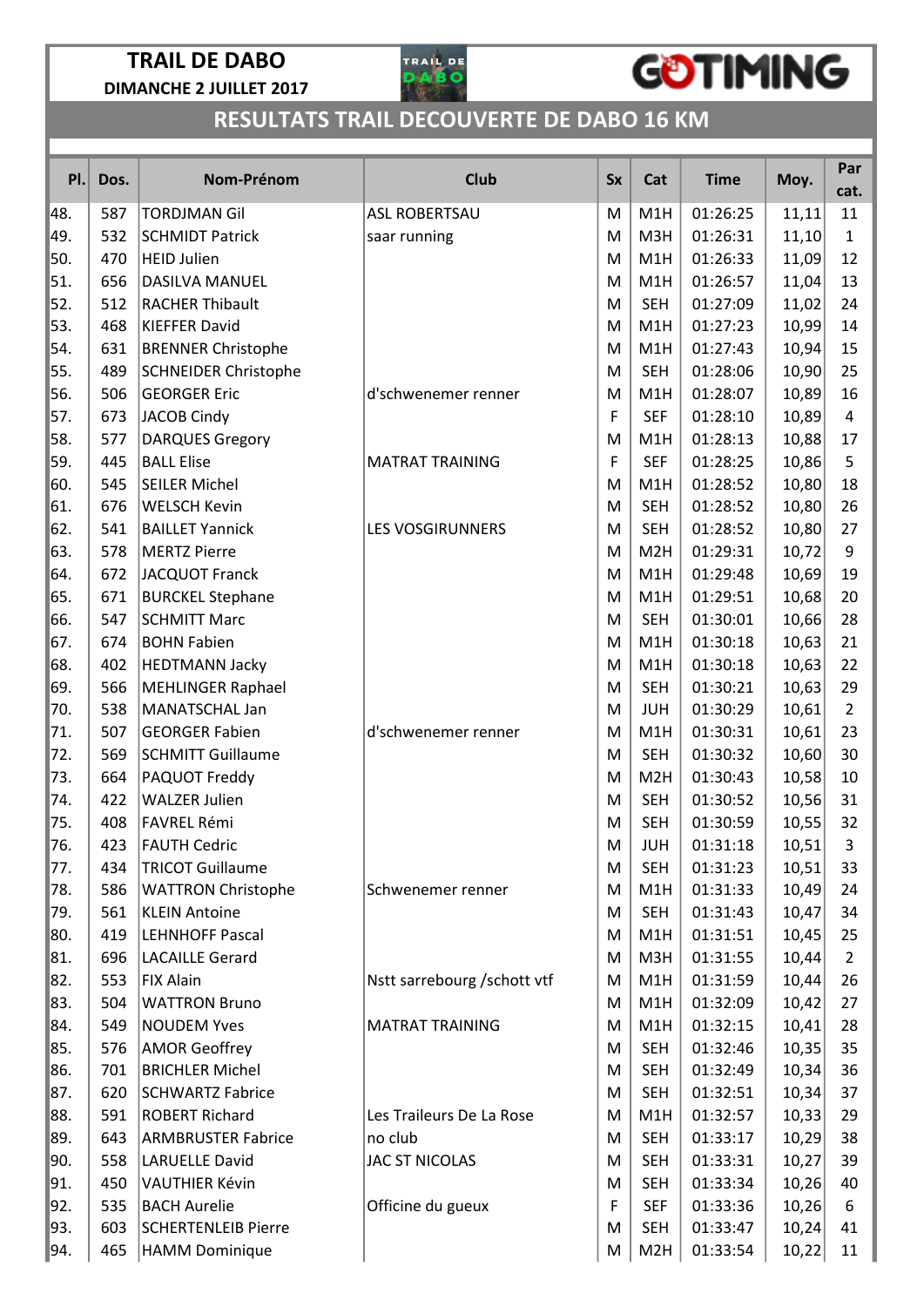**TRAIL DE DABO**
**DIMANCHE 2 JUILLET 2017**

GOTIMING

## RESULTATS TRAIL DECOUVERTE DE DABO 16 KM

| Pl. | Dos. | Nom-Prénom | Club | Sx | Cat | Time | Moy. | Par cat. |
|---|---|---|---|---|---|---|---|---|
| 48. | 587 | TORDJMAN Gil | ASL ROBERTSAU | M | M1H | 01:26:25 | 11,11 | 11 |
| 49. | 532 | SCHMIDT Patrick | saar running | M | M3H | 01:26:31 | 11,10 | 1 |
| 50. | 470 | HEID Julien | | M | M1H | 01:26:33 | 11,09 | 12 |
| 51. | 656 | DASILVA MANUEL | | M | M1H | 01:26:57 | 11,04 | 13 |
| 52. | 512 | RACHER Thibault | | M | SEH | 01:27:09 | 11,02 | 24 |
| 53. | 468 | KIEFFER David | | M | M1H | 01:27:23 | 10,99 | 14 |
| 54. | 631 | BRENNER Christophe | | M | M1H | 01:27:43 | 10,94 | 15 |
| 55. | 489 | SCHNEIDER Christophe | | M | SEH | 01:28:06 | 10,90 | 25 |
| 56. | 506 | GEORGER Eric | d'schwenemer renner | M | M1H | 01:28:07 | 10,89 | 16 |
| 57. | 673 | JACOB Cindy | | F | SEF | 01:28:10 | 10,89 | 4 |
| 58. | 577 | DARQUES Gregory | | M | M1H | 01:28:13 | 10,88 | 17 |
| 59. | 445 | BALL Elise | MATRAT TRAINING | F | SEF | 01:28:25 | 10,86 | 5 |
| 60. | 545 | SEILER Michel | | M | M1H | 01:28:52 | 10,80 | 18 |
| 61. | 676 | WELSCH Kevin | | M | SEH | 01:28:52 | 10,80 | 26 |
| 62. | 541 | BAILLET Yannick | LES VOSGIRUNNERS | M | SEH | 01:28:52 | 10,80 | 27 |
| 63. | 578 | MERTZ Pierre | | M | M2H | 01:29:31 | 10,72 | 9 |
| 64. | 672 | JACQUOT Franck | | M | M1H | 01:29:48 | 10,69 | 19 |
| 65. | 671 | BURCKEL Stephane | | M | M1H | 01:29:51 | 10,68 | 20 |
| 66. | 547 | SCHMITT Marc | | M | SEH | 01:30:01 | 10,66 | 28 |
| 67. | 674 | BOHN Fabien | | M | M1H | 01:30:18 | 10,63 | 21 |
| 68. | 402 | HEDTMANN Jacky | | M | M1H | 01:30:18 | 10,63 | 22 |
| 69. | 566 | MEHLINGER Raphael | | M | SEH | 01:30:21 | 10,63 | 29 |
| 70. | 538 | MANATSCHAL Jan | | M | JUH | 01:30:29 | 10,61 | 2 |
| 71. | 507 | GEORGER Fabien | d'schwenemer renner | M | M1H | 01:30:31 | 10,61 | 23 |
| 72. | 569 | SCHMITT Guillaume | | M | SEH | 01:30:32 | 10,60 | 30 |
| 73. | 664 | PAQUOT Freddy | | M | M2H | 01:30:43 | 10,58 | 10 |
| 74. | 422 | WALZER Julien | | M | SEH | 01:30:52 | 10,56 | 31 |
| 75. | 408 | FAVREL Rémi | | M | SEH | 01:30:59 | 10,55 | 32 |
| 76. | 423 | FAUTH Cedric | | M | JUH | 01:31:18 | 10,51 | 3 |
| 77. | 434 | TRICOT Guillaume | | M | SEH | 01:31:23 | 10,51 | 33 |
| 78. | 586 | WATTRON Christophe | Schwenemer renner | M | M1H | 01:31:33 | 10,49 | 24 |
| 79. | 561 | KLEIN Antoine | | M | SEH | 01:31:43 | 10,47 | 34 |
| 80. | 419 | LEHNHOFF Pascal | | M | M1H | 01:31:51 | 10,45 | 25 |
| 81. | 696 | LACAILLE Gerard | | M | M3H | 01:31:55 | 10,44 | 2 |
| 82. | 553 | FIX Alain | Nstt sarrebourg /schott vtf | M | M1H | 01:31:59 | 10,44 | 26 |
| 83. | 504 | WATTRON Bruno | | M | M1H | 01:32:09 | 10,42 | 27 |
| 84. | 549 | NOUDEM Yves | MATRAT TRAINING | M | M1H | 01:32:15 | 10,41 | 28 |
| 85. | 576 | AMOR Geoffrey | | M | SEH | 01:32:46 | 10,35 | 35 |
| 86. | 701 | BRICHLER Michel | | M | SEH | 01:32:49 | 10,34 | 36 |
| 87. | 620 | SCHWARTZ Fabrice | | M | SEH | 01:32:51 | 10,34 | 37 |
| 88. | 591 | ROBERT Richard | Les Traileurs De La Rose | M | M1H | 01:32:57 | 10,33 | 29 |
| 89. | 643 | ARMBRUSTER Fabrice | no club | M | SEH | 01:33:17 | 10,29 | 38 |
| 90. | 558 | LARUELLE David | JAC ST NICOLAS | M | SEH | 01:33:31 | 10,27 | 39 |
| 91. | 450 | VAUTHIER Kévin | | M | SEH | 01:33:34 | 10,26 | 40 |
| 92. | 535 | BACH Aurelie | Officine du gueux | F | SEF | 01:33:36 | 10,26 | 6 |
| 93. | 603 | SCHERTENLEIB Pierre | | M | SEH | 01:33:47 | 10,24 | 41 |
| 94. | 465 | HAMM Dominique | | M | M2H | 01:33:54 | 10,22 | 11 |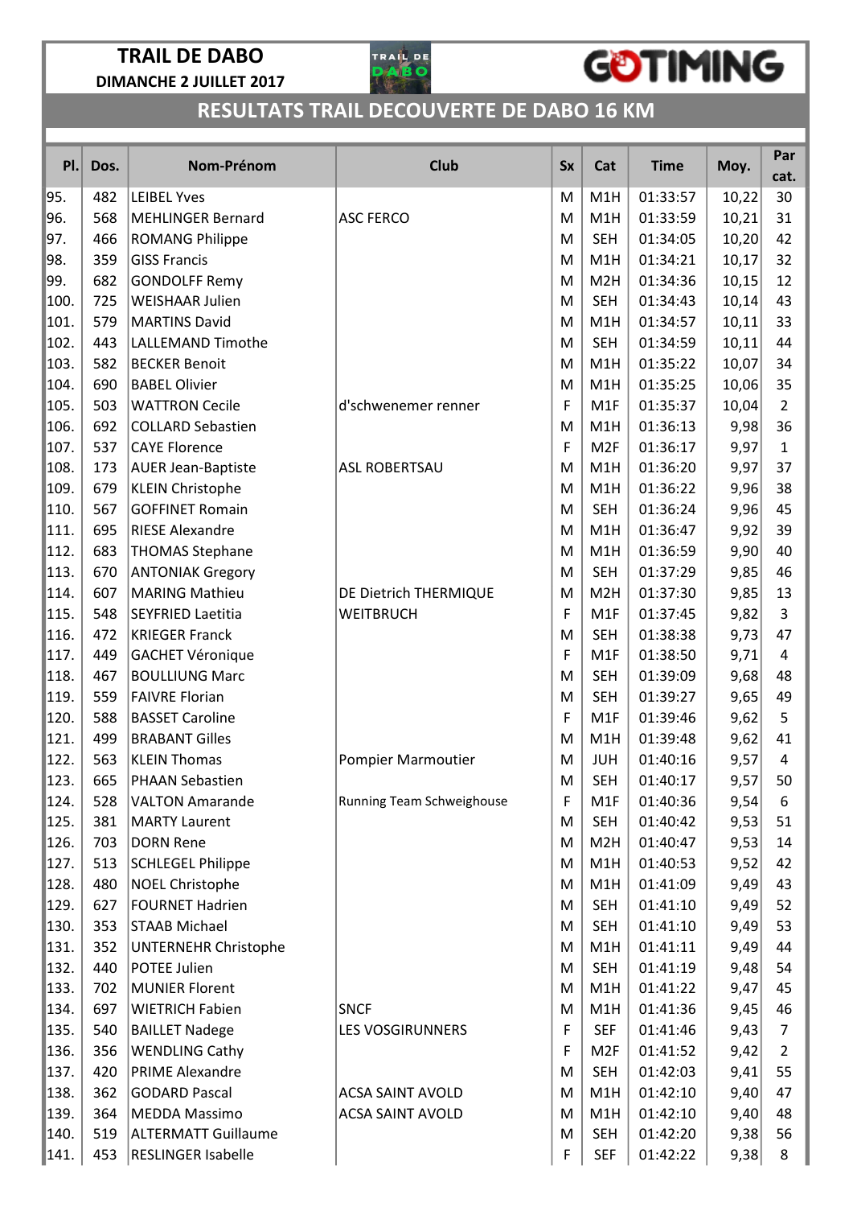**TRAIL DE DABO**

**DIMANCHE 2 JUILLET 2017**

## RESULTATS TRAIL DECOUVERTE DE DABO 16 KM

| Pl. | Dos. | Nom-Prénom | Club | Sx | Cat | Time | Moy. | Par cat. |
|---|---|---|---|---|---|---|---|---|
| 95. | 482 | LEIBEL Yves | | M | M1H | 01:33:57 | 10,22 | 30 |
| 96. | 568 | MEHLINGER Bernard | ASC FERCO | M | M1H | 01:33:59 | 10,21 | 31 |
| 97. | 466 | ROMANG Philippe | | M | SEH | 01:34:05 | 10,20 | 42 |
| 98. | 359 | GISS Francis | | M | M1H | 01:34:21 | 10,17 | 32 |
| 99. | 682 | GONDOLFF Remy | | M | M2H | 01:34:36 | 10,15 | 12 |
| 100. | 725 | WEISHAAR Julien | | M | SEH | 01:34:43 | 10,14 | 43 |
| 101. | 579 | MARTINS David | | M | M1H | 01:34:57 | 10,11 | 33 |
| 102. | 443 | LALLEMAND Timothe | | M | SEH | 01:34:59 | 10,11 | 44 |
| 103. | 582 | BECKER Benoit | | M | M1H | 01:35:22 | 10,07 | 34 |
| 104. | 690 | BABEL Olivier | | M | M1H | 01:35:25 | 10,06 | 35 |
| 105. | 503 | WATTRON Cecile | d'schwenemer renner | F | M1F | 01:35:37 | 10,04 | 2 |
| 106. | 692 | COLLARD Sebastien | | M | M1H | 01:36:13 | 9,98 | 36 |
| 107. | 537 | CAYE Florence | | F | M2F | 01:36:17 | 9,97 | 1 |
| 108. | 173 | AUER Jean-Baptiste | ASL ROBERTSAU | M | M1H | 01:36:20 | 9,97 | 37 |
| 109. | 679 | KLEIN Christophe | | M | M1H | 01:36:22 | 9,96 | 38 |
| 110. | 567 | GOFFINET Romain | | M | SEH | 01:36:24 | 9,96 | 45 |
| 111. | 695 | RIESE Alexandre | | M | M1H | 01:36:47 | 9,92 | 39 |
| 112. | 683 | THOMAS Stephane | | M | M1H | 01:36:59 | 9,90 | 40 |
| 113. | 670 | ANTONIAK Gregory | | M | SEH | 01:37:29 | 9,85 | 46 |
| 114. | 607 | MARING Mathieu | DE Dietrich THERMIQUE | M | M2H | 01:37:30 | 9,85 | 13 |
| 115. | 548 | SEYFRIED Laetitia | WEITBRUCH | F | M1F | 01:37:45 | 9,82 | 3 |
| 116. | 472 | KRIEGER Franck | | M | SEH | 01:38:38 | 9,73 | 47 |
| 117. | 449 | GACHET Véronique | | F | M1F | 01:38:50 | 9,71 | 4 |
| 118. | 467 | BOULLIUNG Marc | | M | SEH | 01:39:09 | 9,68 | 48 |
| 119. | 559 | FAIVRE Florian | | M | SEH | 01:39:27 | 9,65 | 49 |
| 120. | 588 | BASSET Caroline | | F | M1F | 01:39:46 | 9,62 | 5 |
| 121. | 499 | BRABANT Gilles | | M | M1H | 01:39:48 | 9,62 | 41 |
| 122. | 563 | KLEIN Thomas | Pompier Marmoutier | M | JUH | 01:40:16 | 9,57 | 4 |
| 123. | 665 | PHAAN Sebastien | | M | SEH | 01:40:17 | 9,57 | 50 |
| 124. | 528 | VALTON Amarande | Running Team Schweighouse | F | M1F | 01:40:36 | 9,54 | 6 |
| 125. | 381 | MARTY Laurent | | M | SEH | 01:40:42 | 9,53 | 51 |
| 126. | 703 | DORN Rene | | M | M2H | 01:40:47 | 9,53 | 14 |
| 127. | 513 | SCHLEGEL Philippe | | M | M1H | 01:40:53 | 9,52 | 42 |
| 128. | 480 | NOEL Christophe | | M | M1H | 01:41:09 | 9,49 | 43 |
| 129. | 627 | FOURNET Hadrien | | M | SEH | 01:41:10 | 9,49 | 52 |
| 130. | 353 | STAAB Michael | | M | SEH | 01:41:10 | 9,49 | 53 |
| 131. | 352 | UNTERNEHR Christophe | | M | M1H | 01:41:11 | 9,49 | 44 |
| 132. | 440 | POTEE Julien | | M | SEH | 01:41:19 | 9,48 | 54 |
| 133. | 702 | MUNIER Florent | | M | M1H | 01:41:22 | 9,47 | 45 |
| 134. | 697 | WIETRICH Fabien | SNCF | M | M1H | 01:41:36 | 9,45 | 46 |
| 135. | 540 | BAILLET Nadege | LES VOSGIRUNNERS | F | SEF | 01:41:46 | 9,43 | 7 |
| 136. | 356 | WENDLING Cathy | | F | M2F | 01:41:52 | 9,42 | 2 |
| 137. | 420 | PRIME Alexandre | | M | SEH | 01:42:03 | 9,41 | 55 |
| 138. | 362 | GODARD Pascal | ACSA SAINT AVOLD | M | M1H | 01:42:10 | 9,40 | 47 |
| 139. | 364 | MEDDA Massimo | ACSA SAINT AVOLD | M | M1H | 01:42:10 | 9,40 | 48 |
| 140. | 519 | ALTERMATT Guillaume | | M | SEH | 01:42:20 | 9,38 | 56 |
| 141. | 453 | RESLINGER Isabelle | | F | SEF | 01:42:22 | 9,38 | 8 |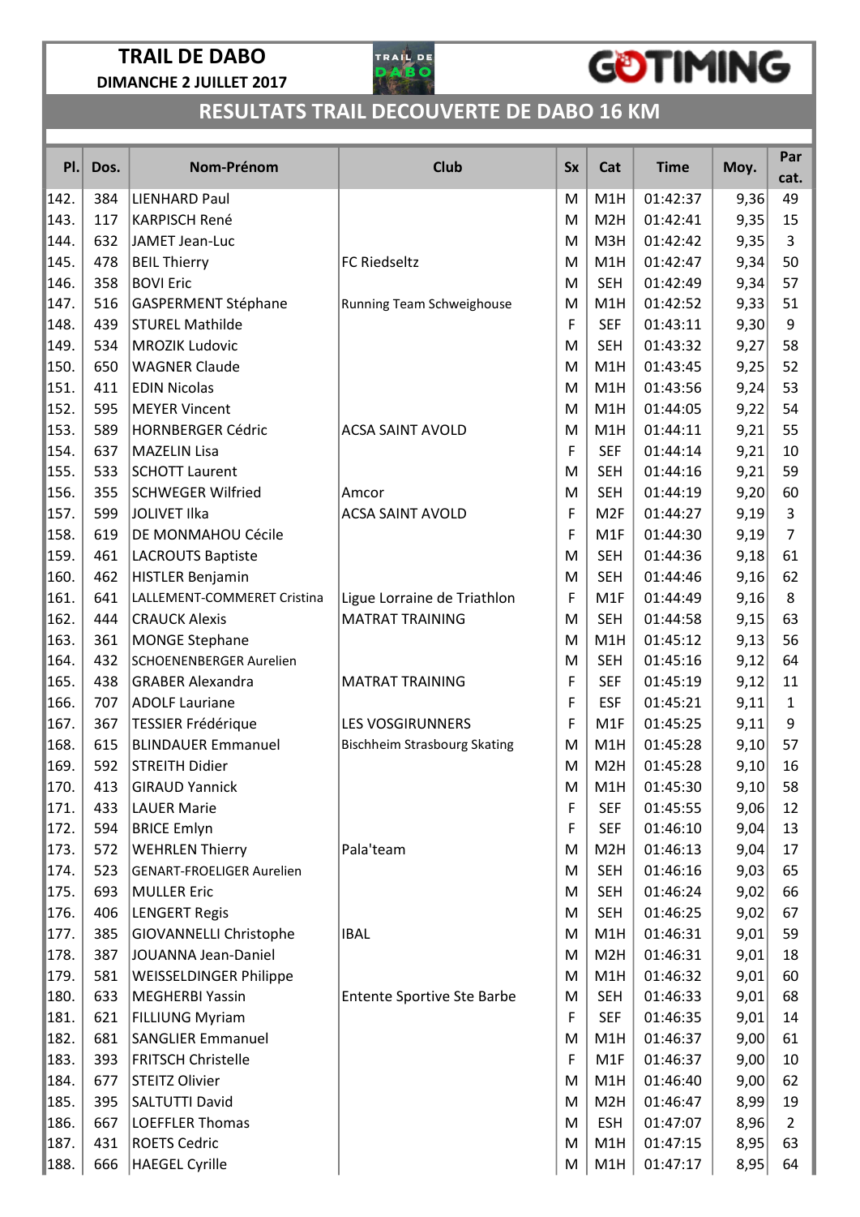**TRAIL DE DABO**

**DIMANCHE 2 JUILLET 2017**

GOTIMING

## RESULTATS TRAIL DECOUVERTE DE DABO 16 KM

| Pl. | Dos. | Nom-Prénom | Club | Sx | Cat | Time | Moy. | Par cat. |
|---|---|---|---|---|---|---|---|---|
| 142. | 384 | LIENHARD Paul | | M | M1H | 01:42:37 | 9,36 | 49 |
| 143. | 117 | KARPISCH René | | M | M2H | 01:42:41 | 9,35 | 15 |
| 144. | 632 | JAMET Jean-Luc | | M | M3H | 01:42:42 | 9,35 | 3 |
| 145. | 478 | BEIL Thierry | FC Riedseltz | M | M1H | 01:42:47 | 9,34 | 50 |
| 146. | 358 | BOVI Eric | | M | SEH | 01:42:49 | 9,34 | 57 |
| 147. | 516 | GASPERMENT Stéphane | Running Team Schweighouse | M | M1H | 01:42:52 | 9,33 | 51 |
| 148. | 439 | STUREL Mathilde | | F | SEF | 01:43:11 | 9,30 | 9 |
| 149. | 534 | MROZIK Ludovic | | M | SEH | 01:43:32 | 9,27 | 58 |
| 150. | 650 | WAGNER Claude | | M | M1H | 01:43:45 | 9,25 | 52 |
| 151. | 411 | EDIN Nicolas | | M | M1H | 01:43:56 | 9,24 | 53 |
| 152. | 595 | MEYER Vincent | | M | M1H | 01:44:05 | 9,22 | 54 |
| 153. | 589 | HORNBERGER Cédric | ACSA SAINT AVOLD | M | M1H | 01:44:11 | 9,21 | 55 |
| 154. | 637 | MAZELIN Lisa | | F | SEF | 01:44:14 | 9,21 | 10 |
| 155. | 533 | SCHOTT Laurent | | M | SEH | 01:44:16 | 9,21 | 59 |
| 156. | 355 | SCHWEGER Wilfried | Amcor | M | SEH | 01:44:19 | 9,20 | 60 |
| 157. | 599 | JOLIVET Ilka | ACSA SAINT AVOLD | F | M2F | 01:44:27 | 9,19 | 3 |
| 158. | 619 | DE MONMAHOU Cécile | | F | M1F | 01:44:30 | 9,19 | 7 |
| 159. | 461 | LACROUTS Baptiste | | M | SEH | 01:44:36 | 9,18 | 61 |
| 160. | 462 | HISTLER Benjamin | | M | SEH | 01:44:46 | 9,16 | 62 |
| 161. | 641 | LALLEMENT-COMMERET Cristina | Ligue Lorraine de Triathlon | F | M1F | 01:44:49 | 9,16 | 8 |
| 162. | 444 | CRAUCK Alexis | MATRAT TRAINING | M | SEH | 01:44:58 | 9,15 | 63 |
| 163. | 361 | MONGE Stephane | | M | M1H | 01:45:12 | 9,13 | 56 |
| 164. | 432 | SCHOENENBERGER Aurelien | | M | SEH | 01:45:16 | 9,12 | 64 |
| 165. | 438 | GRABER Alexandra | MATRAT TRAINING | F | SEF | 01:45:19 | 9,12 | 11 |
| 166. | 707 | ADOLF Lauriane | | F | ESF | 01:45:21 | 9,11 | 1 |
| 167. | 367 | TESSIER Frédérique | LES VOSGIRUNNERS | F | M1F | 01:45:25 | 9,11 | 9 |
| 168. | 615 | BLINDAUER Emmanuel | Bischheim Strasbourg Skating | M | M1H | 01:45:28 | 9,10 | 57 |
| 169. | 592 | STREITH Didier | | M | M2H | 01:45:28 | 9,10 | 16 |
| 170. | 413 | GIRAUD Yannick | | M | M1H | 01:45:30 | 9,10 | 58 |
| 171. | 433 | LAUER Marie | | F | SEF | 01:45:55 | 9,06 | 12 |
| 172. | 594 | BRICE Emlyn | | F | SEF | 01:46:10 | 9,04 | 13 |
| 173. | 572 | WEHRLEN Thierry | Pala'team | M | M2H | 01:46:13 | 9,04 | 17 |
| 174. | 523 | GENART-FROELIGER Aurelien | | M | SEH | 01:46:16 | 9,03 | 65 |
| 175. | 693 | MULLER Eric | | M | SEH | 01:46:24 | 9,02 | 66 |
| 176. | 406 | LENGERT Regis | | M | SEH | 01:46:25 | 9,02 | 67 |
| 177. | 385 | GIOVANNELLI Christophe | IBAL | M | M1H | 01:46:31 | 9,01 | 59 |
| 178. | 387 | JOUANNA Jean-Daniel | | M | M2H | 01:46:31 | 9,01 | 18 |
| 179. | 581 | WEISSELDINGER Philippe | | M | M1H | 01:46:32 | 9,01 | 60 |
| 180. | 633 | MEGHERBI Yassin | Entente Sportive Ste Barbe | M | SEH | 01:46:33 | 9,01 | 68 |
| 181. | 621 | FILLIUNG Myriam | | F | SEF | 01:46:35 | 9,01 | 14 |
| 182. | 681 | SANGLIER Emmanuel | | M | M1H | 01:46:37 | 9,00 | 61 |
| 183. | 393 | FRITSCH Christelle | | F | M1F | 01:46:37 | 9,00 | 10 |
| 184. | 677 | STEITZ Olivier | | M | M1H | 01:46:40 | 9,00 | 62 |
| 185. | 395 | SALTUTTI David | | M | M2H | 01:46:47 | 8,99 | 19 |
| 186. | 667 | LOEFFLER Thomas | | M | ESH | 01:47:07 | 8,96 | 2 |
| 187. | 431 | ROETS Cedric | | M | M1H | 01:47:15 | 8,95 | 63 |
| 188. | 666 | HAEGEL Cyrille | | M | M1H | 01:47:17 | 8,95 | 64 |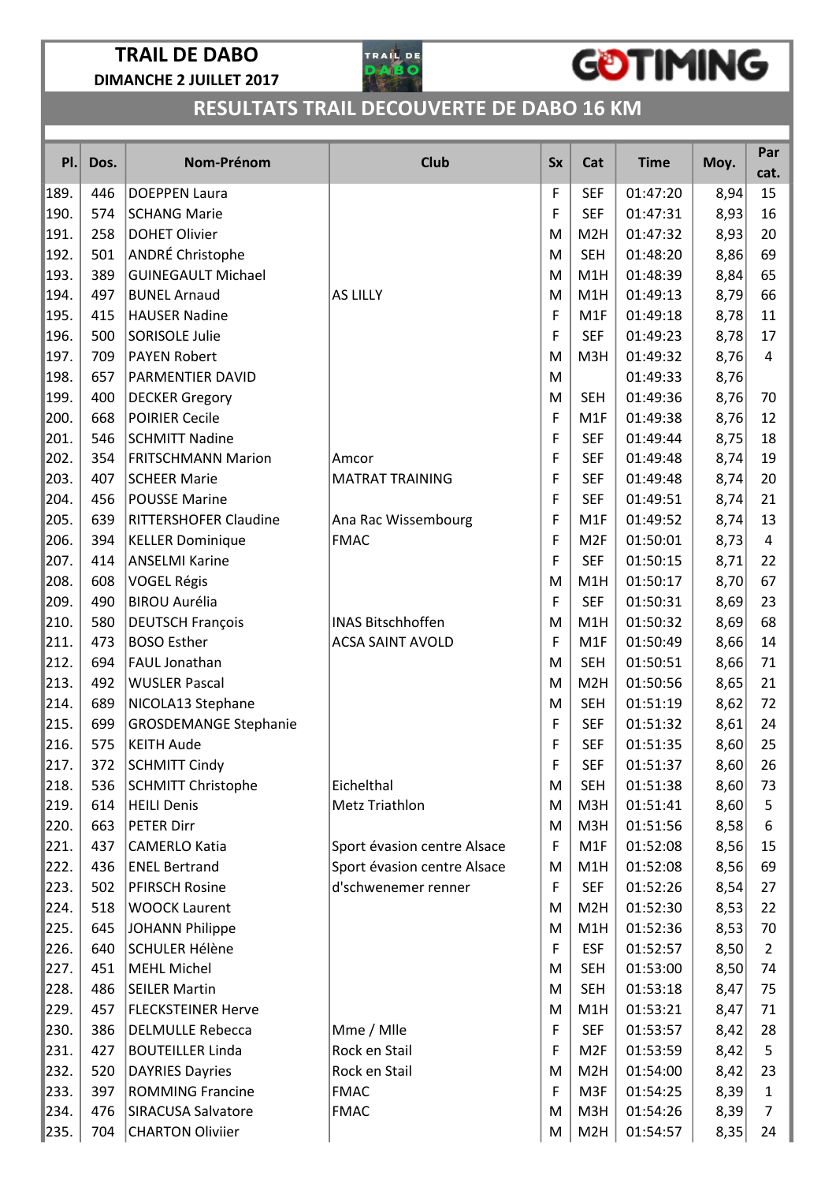**TRAIL DE DABO**

**DIMANCHE 2 JUILLET 2017**

**GOTIMING**

## RESULTATS TRAIL DECOUVERTE DE DABO 16 KM

| Pl. | Dos. | Nom-Prénom | Club | Sx | Cat | Time | Moy. | Par cat. |
|---|---|---|---|---|---|---|---|---|
| 189. | 446 | DOEPPEN Laura | | F | SEF | 01:47:20 | 8,94 | 15 |
| 190. | 574 | SCHANG Marie | | F | SEF | 01:47:31 | 8,93 | 16 |
| 191. | 258 | DOHET Olivier | | M | M2H | 01:47:32 | 8,93 | 20 |
| 192. | 501 | ANDRÉ Christophe | | M | SEH | 01:48:20 | 8,86 | 69 |
| 193. | 389 | GUINEGAULT Michael | | M | M1H | 01:48:39 | 8,84 | 65 |
| 194. | 497 | BUNEL Arnaud | AS LILLY | M | M1H | 01:49:13 | 8,79 | 66 |
| 195. | 415 | HAUSER Nadine | | F | M1F | 01:49:18 | 8,78 | 11 |
| 196. | 500 | SORISOLE Julie | | F | SEF | 01:49:23 | 8,78 | 17 |
| 197. | 709 | PAYEN Robert | | M | M3H | 01:49:32 | 8,76 | 4 |
| 198. | 657 | PARMENTIER DAVID | | M | | 01:49:33 | 8,76 | |
| 199. | 400 | DECKER Gregory | | M | SEH | 01:49:36 | 8,76 | 70 |
| 200. | 668 | POIRIER Cecile | | F | M1F | 01:49:38 | 8,76 | 12 |
| 201. | 546 | SCHMITT Nadine | | F | SEF | 01:49:44 | 8,75 | 18 |
| 202. | 354 | FRITSCHMANN Marion | Amcor | F | SEF | 01:49:48 | 8,74 | 19 |
| 203. | 407 | SCHEER Marie | MATRAT TRAINING | F | SEF | 01:49:48 | 8,74 | 20 |
| 204. | 456 | POUSSE Marine | | F | SEF | 01:49:51 | 8,74 | 21 |
| 205. | 639 | RITTERSHOFER Claudine | Ana Rac Wissembourg | F | M1F | 01:49:52 | 8,74 | 13 |
| 206. | 394 | KELLER Dominique | FMAC | F | M2F | 01:50:01 | 8,73 | 4 |
| 207. | 414 | ANSELMI Karine | | F | SEF | 01:50:15 | 8,71 | 22 |
| 208. | 608 | VOGEL Régis | | M | M1H | 01:50:17 | 8,70 | 67 |
| 209. | 490 | BIROU Aurélia | | F | SEF | 01:50:31 | 8,69 | 23 |
| 210. | 580 | DEUTSCH François | INAS Bitschhoffen | M | M1H | 01:50:32 | 8,69 | 68 |
| 211. | 473 | BOSO Esther | ACSA SAINT AVOLD | F | M1F | 01:50:49 | 8,66 | 14 |
| 212. | 694 | FAUL Jonathan | | M | SEH | 01:50:51 | 8,66 | 71 |
| 213. | 492 | WUSLER Pascal | | M | M2H | 01:50:56 | 8,65 | 21 |
| 214. | 689 | NICOLA13 Stephane | | M | SEH | 01:51:19 | 8,62 | 72 |
| 215. | 699 | GROSDEMANGE Stephanie | | F | SEF | 01:51:32 | 8,61 | 24 |
| 216. | 575 | KEITH Aude | | F | SEF | 01:51:35 | 8,60 | 25 |
| 217. | 372 | SCHMITT Cindy | | F | SEF | 01:51:37 | 8,60 | 26 |
| 218. | 536 | SCHMITT Christophe | Eichelthal | M | SEH | 01:51:38 | 8,60 | 73 |
| 219. | 614 | HEILI Denis | Metz Triathlon | M | M3H | 01:51:41 | 8,60 | 5 |
| 220. | 663 | PETER Dirr | | M | M3H | 01:51:56 | 8,58 | 6 |
| 221. | 437 | CAMERLO Katia | Sport évasion centre Alsace | F | M1F | 01:52:08 | 8,56 | 15 |
| 222. | 436 | ENEL Bertrand | Sport évasion centre Alsace | M | M1H | 01:52:08 | 8,56 | 69 |
| 223. | 502 | PFIRSCH Rosine | d'schwenemer renner | F | SEF | 01:52:26 | 8,54 | 27 |
| 224. | 518 | WOOCK Laurent | | M | M2H | 01:52:30 | 8,53 | 22 |
| 225. | 645 | JOHANN Philippe | | M | M1H | 01:52:36 | 8,53 | 70 |
| 226. | 640 | SCHULER Hélène | | F | ESF | 01:52:57 | 8,50 | 2 |
| 227. | 451 | MEHL Michel | | M | SEH | 01:53:00 | 8,50 | 74 |
| 228. | 486 | SEILER Martin | | M | SEH | 01:53:18 | 8,47 | 75 |
| 229. | 457 | FLECKSTEINER Herve | | M | M1H | 01:53:21 | 8,47 | 71 |
| 230. | 386 | DELMULLE Rebecca | Mme / Mlle | F | SEF | 01:53:57 | 8,42 | 28 |
| 231. | 427 | BOUTEILLER Linda | Rock en Stail | F | M2F | 01:53:59 | 8,42 | 5 |
| 232. | 520 | DAYRIES Dayries | Rock en Stail | M | M2H | 01:54:00 | 8,42 | 23 |
| 233. | 397 | ROMMING Francine | FMAC | F | M3F | 01:54:25 | 8,39 | 1 |
| 234. | 476 | SIRACUSA Salvatore | FMAC | M | M3H | 01:54:26 | 8,39 | 7 |
| 235. | 704 | CHARTON Oliviier | | M | M2H | 01:54:57 | 8,35 | 24 |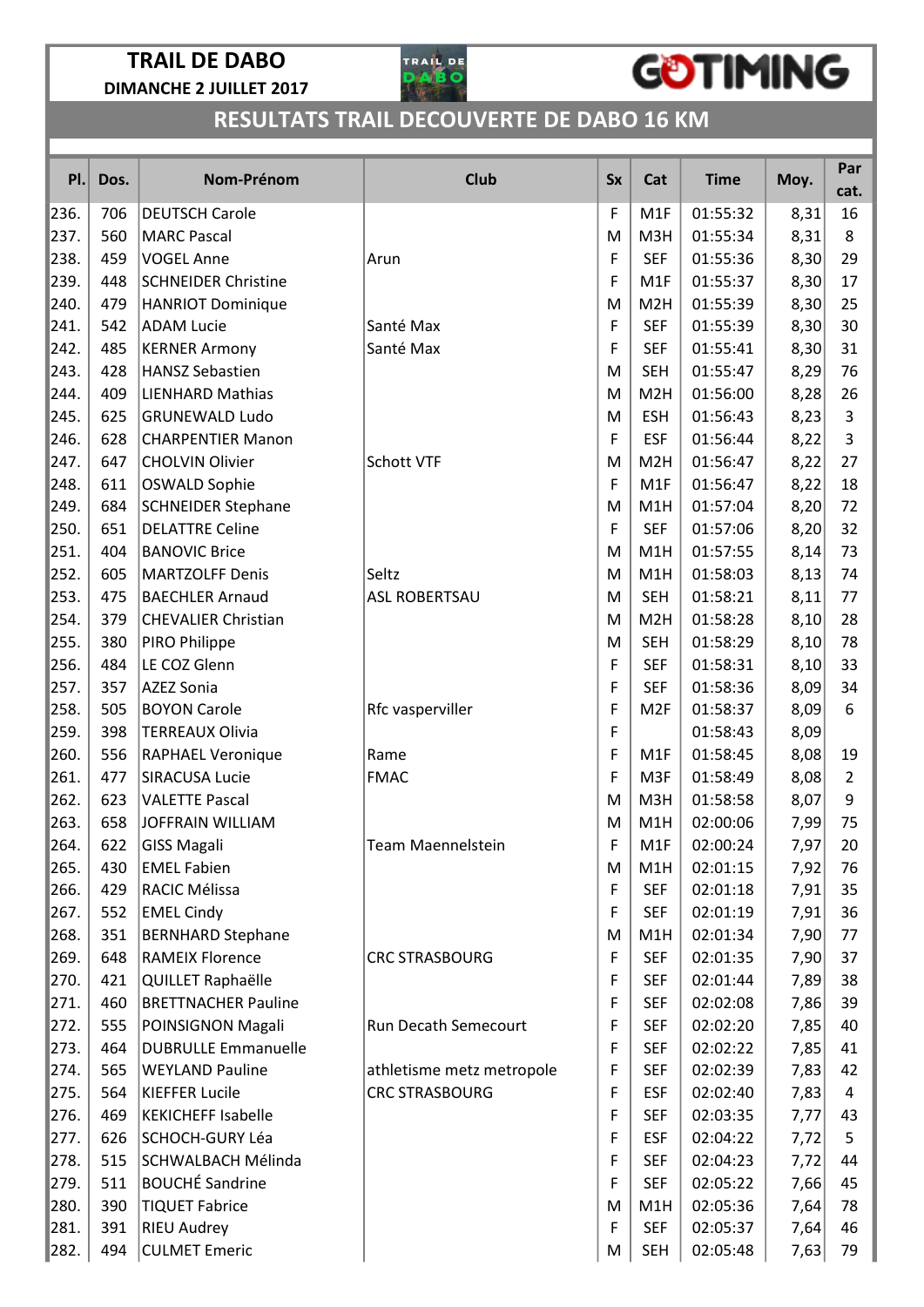**TRAIL DE DABO**

**DIMANCHE 2 JUILLET 2017**

## RESULTATS TRAIL DECOUVERTE DE DABO 16 KM

| Pl. | Dos. | Nom-Prénom | Club | Sx | Cat | Time | Moy. | Par cat. |
|---|---|---|---|---|---|---|---|---|
| 236. | 706 | DEUTSCH Carole | | F | M1F | 01:55:32 | 8,31 | 16 |
| 237. | 560 | MARC Pascal | | M | M3H | 01:55:34 | 8,31 | 8 |
| 238. | 459 | VOGEL Anne | Arun | F | SEF | 01:55:36 | 8,30 | 29 |
| 239. | 448 | SCHNEIDER Christine | | F | M1F | 01:55:37 | 8,30 | 17 |
| 240. | 479 | HANRIOT Dominique | | M | M2H | 01:55:39 | 8,30 | 25 |
| 241. | 542 | ADAM Lucie | Santé Max | F | SEF | 01:55:39 | 8,30 | 30 |
| 242. | 485 | KERNER Armony | Santé Max | F | SEF | 01:55:41 | 8,30 | 31 |
| 243. | 428 | HANSZ Sebastien | | M | SEH | 01:55:47 | 8,29 | 76 |
| 244. | 409 | LIENHARD Mathias | | M | M2H | 01:56:00 | 8,28 | 26 |
| 245. | 625 | GRUNEWALD Ludo | | M | ESH | 01:56:43 | 8,23 | 3 |
| 246. | 628 | CHARPENTIER Manon | | F | ESF | 01:56:44 | 8,22 | 3 |
| 247. | 647 | CHOLVIN Olivier | Schott VTF | M | M2H | 01:56:47 | 8,22 | 27 |
| 248. | 611 | OSWALD Sophie | | F | M1F | 01:56:47 | 8,22 | 18 |
| 249. | 684 | SCHNEIDER Stephane | | M | M1H | 01:57:04 | 8,20 | 72 |
| 250. | 651 | DELATTRE Celine | | F | SEF | 01:57:06 | 8,20 | 32 |
| 251. | 404 | BANOVIC Brice | | M | M1H | 01:57:55 | 8,14 | 73 |
| 252. | 605 | MARTZOLFF Denis | Seltz | M | M1H | 01:58:03 | 8,13 | 74 |
| 253. | 475 | BAECHLER Arnaud | ASL ROBERTSAU | M | SEH | 01:58:21 | 8,11 | 77 |
| 254. | 379 | CHEVALIER Christian | | M | M2H | 01:58:28 | 8,10 | 28 |
| 255. | 380 | PIRO Philippe | | M | SEH | 01:58:29 | 8,10 | 78 |
| 256. | 484 | LE COZ Glenn | | F | SEF | 01:58:31 | 8,10 | 33 |
| 257. | 357 | AZEZ Sonia | | F | SEF | 01:58:36 | 8,09 | 34 |
| 258. | 505 | BOYON Carole | Rfc vasperviller | F | M2F | 01:58:37 | 8,09 | 6 |
| 259. | 398 | TERREAUX Olivia | | F | | 01:58:43 | 8,09 | |
| 260. | 556 | RAPHAEL Veronique | Rame | F | M1F | 01:58:45 | 8,08 | 19 |
| 261. | 477 | SIRACUSA Lucie | FMAC | F | M3F | 01:58:49 | 8,08 | 2 |
| 262. | 623 | VALETTE Pascal | | M | M3H | 01:58:58 | 8,07 | 9 |
| 263. | 658 | JOFFRAIN WILLIAM | | M | M1H | 02:00:06 | 7,99 | 75 |
| 264. | 622 | GISS Magali | Team Maennelstein | F | M1F | 02:00:24 | 7,97 | 20 |
| 265. | 430 | EMEL Fabien | | M | M1H | 02:01:15 | 7,92 | 76 |
| 266. | 429 | RACIC Mélissa | | F | SEF | 02:01:18 | 7,91 | 35 |
| 267. | 552 | EMEL Cindy | | F | SEF | 02:01:19 | 7,91 | 36 |
| 268. | 351 | BERNHARD Stephane | | M | M1H | 02:01:34 | 7,90 | 77 |
| 269. | 648 | RAMEIX Florence | CRC STRASBOURG | F | SEF | 02:01:35 | 7,90 | 37 |
| 270. | 421 | QUILLET Raphaëlle | | F | SEF | 02:01:44 | 7,89 | 38 |
| 271. | 460 | BRETTNACHER Pauline | | F | SEF | 02:02:08 | 7,86 | 39 |
| 272. | 555 | POINSIGNON Magali | Run Decath Semecourt | F | SEF | 02:02:20 | 7,85 | 40 |
| 273. | 464 | DUBRULLE Emmanuelle | | F | SEF | 02:02:22 | 7,85 | 41 |
| 274. | 565 | WEYLAND Pauline | athletisme metz metropole | F | SEF | 02:02:39 | 7,83 | 42 |
| 275. | 564 | KIEFFER Lucile | CRC STRASBOURG | F | ESF | 02:02:40 | 7,83 | 4 |
| 276. | 469 | KEKICHEFF Isabelle | | F | SEF | 02:03:35 | 7,77 | 43 |
| 277. | 626 | SCHOCH-GURY Léa | | F | ESF | 02:04:22 | 7,72 | 5 |
| 278. | 515 | SCHWALBACH Mélinda | | F | SEF | 02:04:23 | 7,72 | 44 |
| 279. | 511 | BOUCHÉ Sandrine | | F | SEF | 02:05:22 | 7,66 | 45 |
| 280. | 390 | TIQUET Fabrice | | M | M1H | 02:05:36 | 7,64 | 78 |
| 281. | 391 | RIEU Audrey | | F | SEF | 02:05:37 | 7,64 | 46 |
| 282. | 494 | CULMET Emeric | | M | SEH | 02:05:48 | 7,63 | 79 |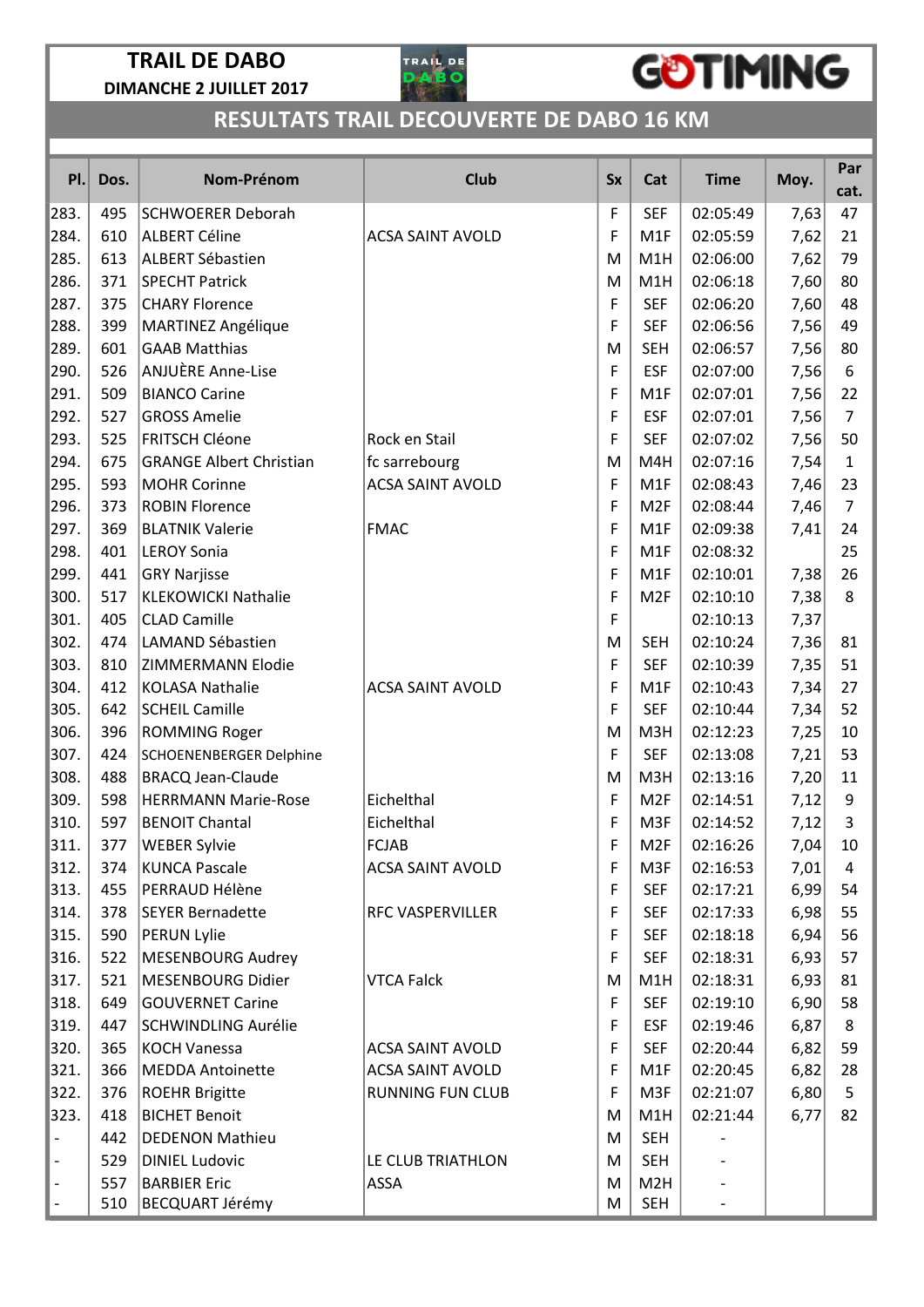**TRAIL DE DABO**
**DIMANCHE 2 JUILLET 2017**

**GOTIMING**

## RESULTATS TRAIL DECOUVERTE DE DABO 16 KM

| Pl. | Dos. | Nom-Prénom | Club | Sx | Cat | Time | Moy. | Par cat. |
|---|---|---|---|---|---|---|---|---|
| 283. | 495 | SCHWOERER Deborah | | F | SEF | 02:05:49 | 7,63 | 47 |
| 284. | 610 | ALBERT Céline | ACSA SAINT AVOLD | F | M1F | 02:05:59 | 7,62 | 21 |
| 285. | 613 | ALBERT Sébastien | | M | M1H | 02:06:00 | 7,62 | 79 |
| 286. | 371 | SPECHT Patrick | | M | M1H | 02:06:18 | 7,60 | 80 |
| 287. | 375 | CHARY Florence | | F | SEF | 02:06:20 | 7,60 | 48 |
| 288. | 399 | MARTINEZ Angélique | | F | SEF | 02:06:56 | 7,56 | 49 |
| 289. | 601 | GAAB Matthias | | M | SEH | 02:06:57 | 7,56 | 80 |
| 290. | 526 | ANJUÈRE Anne-Lise | | F | ESF | 02:07:00 | 7,56 | 6 |
| 291. | 509 | BIANCO Carine | | F | M1F | 02:07:01 | 7,56 | 22 |
| 292. | 527 | GROSS Amelie | | F | ESF | 02:07:01 | 7,56 | 7 |
| 293. | 525 | FRITSCH Cléone | Rock en Stail | F | SEF | 02:07:02 | 7,56 | 50 |
| 294. | 675 | GRANGE Albert Christian | fc sarrebourg | M | M4H | 02:07:16 | 7,54 | 1 |
| 295. | 593 | MOHR Corinne | ACSA SAINT AVOLD | F | M1F | 02:08:43 | 7,46 | 23 |
| 296. | 373 | ROBIN Florence | | F | M2F | 02:08:44 | 7,46 | 7 |
| 297. | 369 | BLATNIK Valerie | FMAC | F | M1F | 02:09:38 | 7,41 | 24 |
| 298. | 401 | LEROY Sonia | | F | M1F | 02:08:32 | | 25 |
| 299. | 441 | GRY Narjisse | | F | M1F | 02:10:01 | 7,38 | 26 |
| 300. | 517 | KLEKOWICKI Nathalie | | F | M2F | 02:10:10 | 7,38 | 8 |
| 301. | 405 | CLAD Camille | | F | | 02:10:13 | 7,37 | |
| 302. | 474 | LAMAND Sébastien | | M | SEH | 02:10:24 | 7,36 | 81 |
| 303. | 810 | ZIMMERMANN Elodie | | F | SEF | 02:10:39 | 7,35 | 51 |
| 304. | 412 | KOLASA Nathalie | ACSA SAINT AVOLD | F | M1F | 02:10:43 | 7,34 | 27 |
| 305. | 642 | SCHEIL Camille | | F | SEF | 02:10:44 | 7,34 | 52 |
| 306. | 396 | ROMMING Roger | | M | M3H | 02:12:23 | 7,25 | 10 |
| 307. | 424 | SCHOENENBERGER Delphine | | F | SEF | 02:13:08 | 7,21 | 53 |
| 308. | 488 | BRACQ Jean-Claude | | M | M3H | 02:13:16 | 7,20 | 11 |
| 309. | 598 | HERRMANN Marie-Rose | Eichelthal | F | M2F | 02:14:51 | 7,12 | 9 |
| 310. | 597 | BENOIT Chantal | Eichelthal | F | M3F | 02:14:52 | 7,12 | 3 |
| 311. | 377 | WEBER Sylvie | FCJAB | F | M2F | 02:16:26 | 7,04 | 10 |
| 312. | 374 | KUNCA Pascale | ACSA SAINT AVOLD | F | M3F | 02:16:53 | 7,01 | 4 |
| 313. | 455 | PERRAUD Hélène | | F | SEF | 02:17:21 | 6,99 | 54 |
| 314. | 378 | SEYER Bernadette | RFC VASPERVILLER | F | SEF | 02:17:33 | 6,98 | 55 |
| 315. | 590 | PERUN Lylie | | F | SEF | 02:18:18 | 6,94 | 56 |
| 316. | 522 | MESENBOURG Audrey | | F | SEF | 02:18:31 | 6,93 | 57 |
| 317. | 521 | MESENBOURG Didier | VTCA Falck | M | M1H | 02:18:31 | 6,93 | 81 |
| 318. | 649 | GOUVERNET Carine | | F | SEF | 02:19:10 | 6,90 | 58 |
| 319. | 447 | SCHWINDLING Aurélie | | F | ESF | 02:19:46 | 6,87 | 8 |
| 320. | 365 | KOCH Vanessa | ACSA SAINT AVOLD | F | SEF | 02:20:44 | 6,82 | 59 |
| 321. | 366 | MEDDA Antoinette | ACSA SAINT AVOLD | F | M1F | 02:20:45 | 6,82 | 28 |
| 322. | 376 | ROEHR Brigitte | RUNNING FUN CLUB | F | M3F | 02:21:07 | 6,80 | 5 |
| 323. | 418 | BICHET Benoit | | M | M1H | 02:21:44 | 6,77 | 82 |
| - | 442 | DEDENON Mathieu | | M | SEH | - | | |
| - | 529 | DINIEL Ludovic | LE CLUB TRIATHLON | M | SEH | - | | |
| - | 557 | BARBIER Eric | ASSA | M | M2H | - | | |
| - | 510 | BECQUART Jérémy | | M | SEH | - | | |